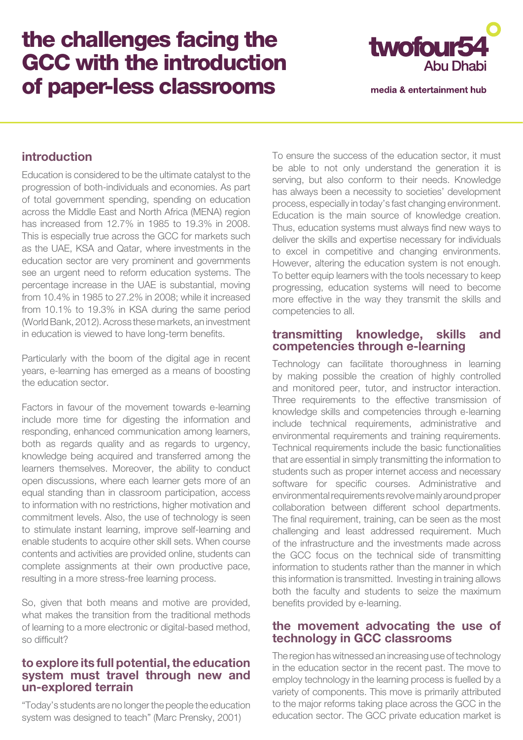# the challenges facing the GCC with the introduction of paper-less classrooms

twofour54 Abu Dhabi

media & entertainment hub

## introduction

Education is considered to be the ultimate catalyst to the progression of both-individuals and economies. As part of total government spending, spending on education across the Middle East and North Africa (MENA) region has increased from 12.7% in 1985 to 19.3% in 2008. This is especially true across the GCC for markets such as the UAE, KSA and Qatar, where investments in the education sector are very prominent and governments see an urgent need to reform education systems. The percentage increase in the UAE is substantial, moving from 10.4% in 1985 to 27.2% in 2008; while it increased from 10.1% to 19.3% in KSA during the same period (World Bank, 2012). Across these markets, an investment in education is viewed to have long-term benefits.

Particularly with the boom of the digital age in recent years, e-learning has emerged as a means of boosting the education sector.

Factors in favour of the movement towards e-learning include more time for digesting the information and responding, enhanced communication among learners, both as regards quality and as regards to urgency, knowledge being acquired and transferred among the learners themselves. Moreover, the ability to conduct open discussions, where each learner gets more of an equal standing than in classroom participation, access to information with no restrictions, higher motivation and commitment levels. Also, the use of technology is seen to stimulate instant learning, improve self-learning and enable students to acquire other skill sets. When course contents and activities are provided online, students can complete assignments at their own productive pace, resulting in a more stress-free learning process.

So, given that both means and motive are provided, what makes the transition from the traditional methods of learning to a more electronic or digital-based method, so difficult?

## to explore its full potential, the education system must travel through new and un-explored terrain

"Today's students are no longer the people the education system was designed to teach" (Marc Prensky, 2001)

To ensure the success of the education sector, it must be able to not only understand the generation it is serving, but also conform to their needs. Knowledge has always been a necessity to societies' development process, especially in today's fast changing environment. Education is the main source of knowledge creation. Thus, education systems must always find new ways to deliver the skills and expertise necessary for individuals to excel in competitive and changing environments. However, altering the education system is not enough. To better equip learners with the tools necessary to keep progressing, education systems will need to become more effective in the way they transmit the skills and competencies to all.

## transmitting knowledge, skills and competencies through e-learning

Technology can facilitate thoroughness in learning by making possible the creation of highly controlled and monitored peer, tutor, and instructor interaction. Three requirements to the effective transmission of knowledge skills and competencies through e-learning include technical requirements, administrative and environmental requirements and training requirements. Technical requirements include the basic functionalities that are essential in simply transmitting the information to students such as proper internet access and necessary software for specific courses. Administrative and environmental requirements revolve mainly around proper collaboration between different school departments. The final requirement, training, can be seen as the most challenging and least addressed requirement. Much of the infrastructure and the investments made across the GCC focus on the technical side of transmitting information to students rather than the manner in which this information is transmitted. Investing in training allows both the faculty and students to seize the maximum benefits provided by e-learning.

## the movement advocating the use of technology in GCC classrooms

The region has witnessed an increasing use of technology in the education sector in the recent past. The move to employ technology in the learning process is fuelled by a variety of components. This move is primarily attributed to the major reforms taking place across the GCC in the education sector. The GCC private education market is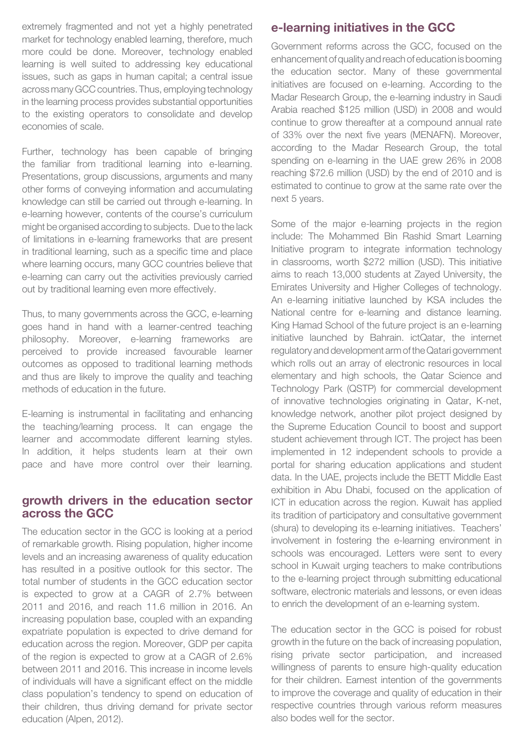extremely fragmented and not yet a highly penetrated market for technology enabled learning, therefore, much more could be done. Moreover, technology enabled learning is well suited to addressing key educational issues, such as gaps in human capital; a central issue across many GCC countries. Thus, employing technology in the learning process provides substantial opportunities to the existing operators to consolidate and develop economies of scale.

Further, technology has been capable of bringing the familiar from traditional learning into e-learning. Presentations, group discussions, arguments and many other forms of conveying information and accumulating knowledge can still be carried out through e-learning. In e-learning however, contents of the course's curriculum might be organised according to subjects. Due to the lack of limitations in e-learning frameworks that are present in traditional learning, such as a specific time and place where learning occurs, many GCC countries believe that e-learning can carry out the activities previously carried out by traditional learning even more effectively.

Thus, to many governments across the GCC, e-learning goes hand in hand with a learner-centred teaching philosophy. Moreover, e-learning frameworks are perceived to provide increased favourable learner outcomes as opposed to traditional learning methods and thus are likely to improve the quality and teaching methods of education in the future.

E-learning is instrumental in facilitating and enhancing the teaching/learning process. It can engage the learner and accommodate different learning styles. In addition, it helps students learn at their own pace and have more control over their learning.

## growth drivers in the education sector across the GCC

The education sector in the GCC is looking at a period of remarkable growth. Rising population, higher income levels and an increasing awareness of quality education has resulted in a positive outlook for this sector. The total number of students in the GCC education sector is expected to grow at a CAGR of 2.7% between 2011 and 2016, and reach 11.6 million in 2016. An increasing population base, coupled with an expanding expatriate population is expected to drive demand for education across the region. Moreover, GDP per capita of the region is expected to grow at a CAGR of 2.6% between 2011 and 2016. This increase in income levels of individuals will have a significant effect on the middle class population's tendency to spend on education of their children, thus driving demand for private sector education (Alpen, 2012).

## e-learning initiatives in the GCC

Government reforms across the GCC, focused on the enhancement of quality and reach of education is booming the education sector. Many of these governmental initiatives are focused on e-learning. According to the Madar Research Group, the e-learning industry in Saudi Arabia reached $125 million (USD) in 2008 and would continue to grow thereafter at a compound annual rate of 33% over the next five years (MENAFN). Moreover, according to the Madar Research Group, the total spending on e-learning in the UAE grew 26% in 2008 reaching $72.6 million (USD) by the end of 2010 and is estimated to continue to grow at the same rate over the next 5 years.

Some of the major e-learning projects in the region include: The Mohammed Bin Rashid Smart Learning Initiative program to integrate information technology in classrooms, worth $272 million (USD). This initiative aims to reach 13,000 students at Zayed University, the Emirates University and Higher Colleges of technology. An e-learning initiative launched by KSA includes the National centre for e-learning and distance learning. King Hamad School of the future project is an e-learning initiative launched by Bahrain. ictQatar, the internet regulatory and development arm of the Qatari government which rolls out an array of electronic resources in local elementary and high schools, the Qatar Science and Technology Park (QSTP) for commercial development of innovative technologies originating in Qatar, K-net, knowledge network, another pilot project designed by the Supreme Education Council to boost and support student achievement through ICT. The project has been implemented in 12 independent schools to provide a portal for sharing education applications and student data. In the UAE, projects include the BETT Middle East exhibition in Abu Dhabi, focused on the application of ICT in education across the region. Kuwait has applied its tradition of participatory and consultative government (shura) to developing its e-learning initiatives. Teachers' involvement in fostering the e-learning environment in schools was encouraged. Letters were sent to every school in Kuwait urging teachers to make contributions to the e-learning project through submitting educational software, electronic materials and lessons, or even ideas to enrich the development of an e-learning system.

The education sector in the GCC is poised for robust growth in the future on the back of increasing population, rising private sector participation, and increased willingness of parents to ensure high-quality education for their children. Earnest intention of the governments to improve the coverage and quality of education in their respective countries through various reform measures also bodes well for the sector.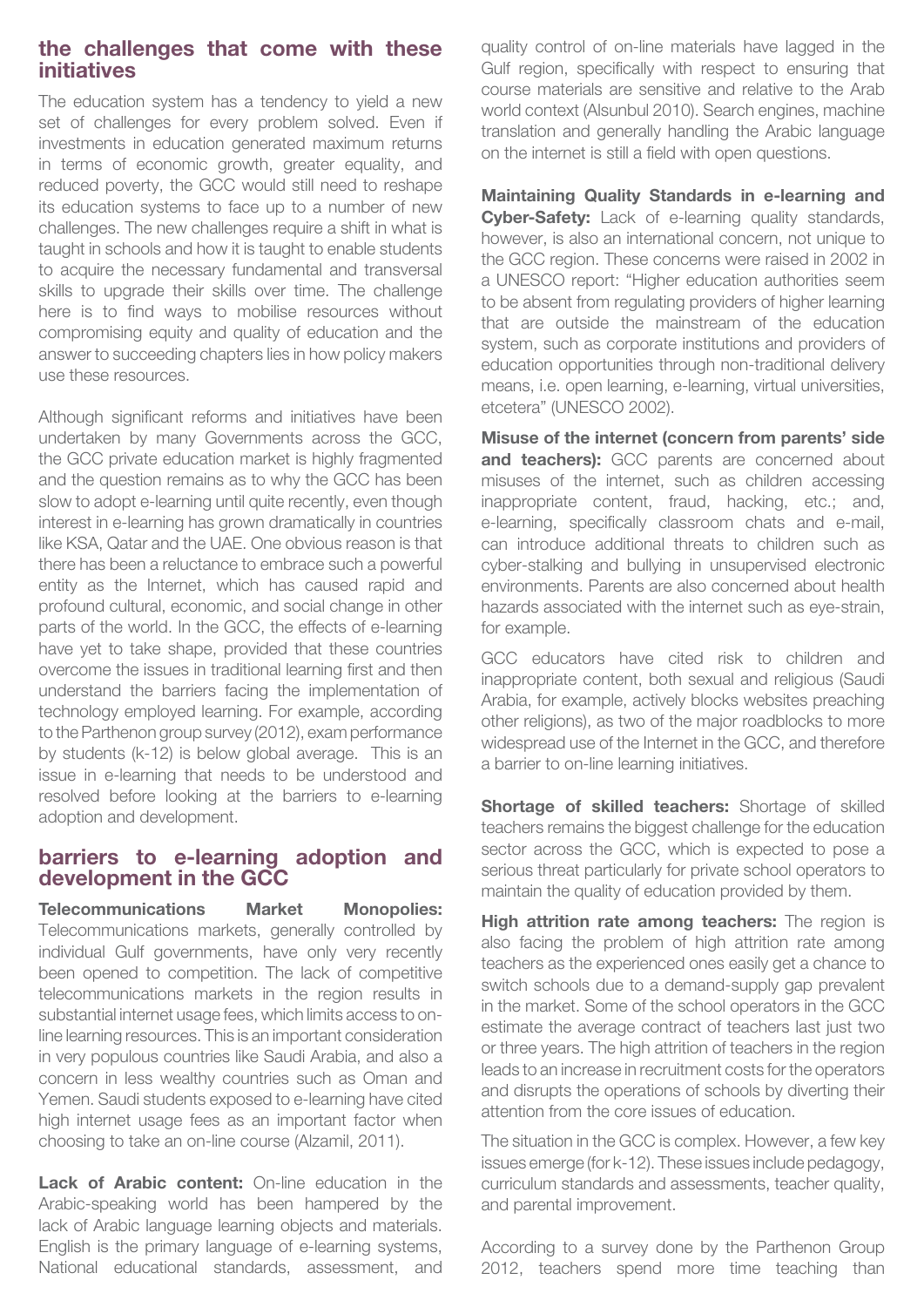## the challenges that come with these initiatives

The education system has a tendency to yield a new set of challenges for every problem solved. Even if investments in education generated maximum returns in terms of economic growth, greater equality, and reduced poverty, the GCC would still need to reshape its education systems to face up to a number of new challenges. The new challenges require a shift in what is taught in schools and how it is taught to enable students to acquire the necessary fundamental and transversal skills to upgrade their skills over time. The challenge here is to find ways to mobilise resources without compromising equity and quality of education and the answer to succeeding chapters lies in how policy makers use these resources.

Although significant reforms and initiatives have been undertaken by many Governments across the GCC, the GCC private education market is highly fragmented and the question remains as to why the GCC has been slow to adopt e-learning until quite recently, even though interest in e-learning has grown dramatically in countries like KSA, Qatar and the UAE. One obvious reason is that there has been a reluctance to embrace such a powerful entity as the Internet, which has caused rapid and profound cultural, economic, and social change in other parts of the world. In the GCC, the effects of e-learning have yet to take shape, provided that these countries overcome the issues in traditional learning first and then understand the barriers facing the implementation of technology employed learning. For example, according to the Parthenon group survey (2012), exam performance by students (k-12) is below global average. This is an issue in e-learning that needs to be understood and resolved before looking at the barriers to e-learning adoption and development.

## barriers to e-learning adoption and development in the GCC

**Telecommunications Market Monopolies:** Telecommunications markets, generally controlled by individual Gulf governments, have only very recently been opened to competition. The lack of competitive telecommunications markets in the region results in substantial internet usage fees, which limits access to on-line learning resources. This is an important consideration in very populous countries like Saudi Arabia, and also a concern in less wealthy countries such as Oman and Yemen. Saudi students exposed to e-learning have cited high internet usage fees as an important factor when choosing to take an on-line course (Alzamil, 2011).

**Lack of Arabic content:** On-line education in the Arabic-speaking world has been hampered by the lack of Arabic language learning objects and materials. English is the primary language of e-learning systems, National educational standards, assessment, and quality control of on-line materials have lagged in the Gulf region, specifically with respect to ensuring that course materials are sensitive and relative to the Arab world context (Alsunbul 2010). Search engines, machine translation and generally handling the Arabic language on the internet is still a field with open questions.

**Maintaining Quality Standards in e-learning and Cyber-Safety:** Lack of e-learning quality standards, however, is also an international concern, not unique to the GCC region. These concerns were raised in 2002 in a UNESCO report: "Higher education authorities seem to be absent from regulating providers of higher learning that are outside the mainstream of the education system, such as corporate institutions and providers of education opportunities through non-traditional delivery means, i.e. open learning, e-learning, virtual universities, etcetera" (UNESCO 2002).

**Misuse of the internet (concern from parents' side and teachers):** GCC parents are concerned about misuses of the internet, such as children accessing inappropriate content, fraud, hacking, etc.; and, e-learning, specifically classroom chats and e-mail, can introduce additional threats to children such as cyber-stalking and bullying in unsupervised electronic environments. Parents are also concerned about health hazards associated with the internet such as eye-strain, for example.

GCC educators have cited risk to children and inappropriate content, both sexual and religious (Saudi Arabia, for example, actively blocks websites preaching other religions), as two of the major roadblocks to more widespread use of the Internet in the GCC, and therefore a barrier to on-line learning initiatives.

**Shortage of skilled teachers:** Shortage of skilled teachers remains the biggest challenge for the education sector across the GCC, which is expected to pose a serious threat particularly for private school operators to maintain the quality of education provided by them.

**High attrition rate among teachers:** The region is also facing the problem of high attrition rate among teachers as the experienced ones easily get a chance to switch schools due to a demand-supply gap prevalent in the market. Some of the school operators in the GCC estimate the average contract of teachers last just two or three years. The high attrition of teachers in the region leads to an increase in recruitment costs for the operators and disrupts the operations of schools by diverting their attention from the core issues of education.

The situation in the GCC is complex. However, a few key issues emerge (for k-12). These issues include pedagogy, curriculum standards and assessments, teacher quality, and parental improvement.

According to a survey done by the Parthenon Group 2012, teachers spend more time teaching than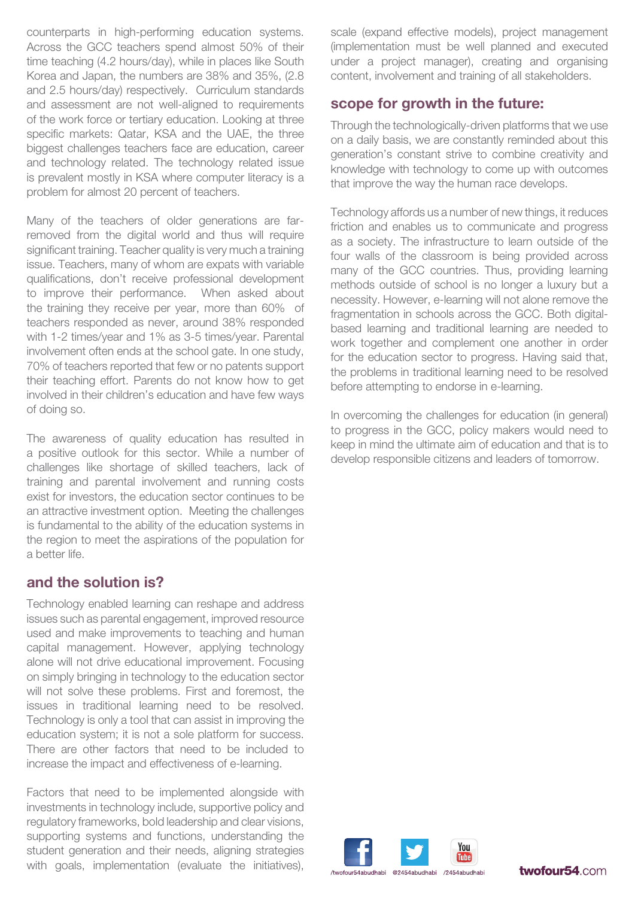counterparts in high-performing education systems. Across the GCC teachers spend almost 50% of their time teaching (4.2 hours/day), while in places like South Korea and Japan, the numbers are 38% and 35%, (2.8 and 2.5 hours/day) respectively. Curriculum standards and assessment are not well-aligned to requirements of the work force or tertiary education. Looking at three specific markets: Qatar, KSA and the UAE, the three biggest challenges teachers face are education, career and technology related. The technology related issue is prevalent mostly in KSA where computer literacy is a problem for almost 20 percent of teachers.

Many of the teachers of older generations are far-removed from the digital world and thus will require significant training. Teacher quality is very much a training issue. Teachers, many of whom are expats with variable qualifications, don't receive professional development to improve their performance. When asked about the training they receive per year, more than 60% of teachers responded as never, around 38% responded with 1-2 times/year and 1% as 3-5 times/year. Parental involvement often ends at the school gate. In one study, 70% of teachers reported that few or no patents support their teaching effort. Parents do not know how to get involved in their children's education and have few ways of doing so.

The awareness of quality education has resulted in a positive outlook for this sector. While a number of challenges like shortage of skilled teachers, lack of training and parental involvement and running costs exist for investors, the education sector continues to be an attractive investment option. Meeting the challenges is fundamental to the ability of the education systems in the region to meet the aspirations of the population for a better life.

## and the solution is?

Technology enabled learning can reshape and address issues such as parental engagement, improved resource used and make improvements to teaching and human capital management. However, applying technology alone will not drive educational improvement. Focusing on simply bringing in technology to the education sector will not solve these problems. First and foremost, the issues in traditional learning need to be resolved. Technology is only a tool that can assist in improving the education system; it is not a sole platform for success. There are other factors that need to be included to increase the impact and effectiveness of e-learning.

Factors that need to be implemented alongside with investments in technology include, supportive policy and regulatory frameworks, bold leadership and clear visions, supporting systems and functions, understanding the student generation and their needs, aligning strategies with goals, implementation (evaluate the initiatives), scale (expand effective models), project management (implementation must be well planned and executed under a project manager), creating and organising content, involvement and training of all stakeholders.

## scope for growth in the future:

Through the technologically-driven platforms that we use on a daily basis, we are constantly reminded about this generation's constant strive to combine creativity and knowledge with technology to come up with outcomes that improve the way the human race develops.

Technology affords us a number of new things, it reduces friction and enables us to communicate and progress as a society. The infrastructure to learn outside of the four walls of the classroom is being provided across many of the GCC countries. Thus, providing learning methods outside of school is no longer a luxury but a necessity. However, e-learning will not alone remove the fragmentation in schools across the GCC. Both digital-based learning and traditional learning are needed to work together and complement one another in order for the education sector to progress. Having said that, the problems in traditional learning need to be resolved before attempting to endorse in e-learning.

In overcoming the challenges for education (in general) to progress in the GCC, policy makers would need to keep in mind the ultimate aim of education and that is to develop responsible citizens and leaders of tomorrow.

/twofour54abudhabi @2454abudhabi /2454abudhabi

twofour54.com